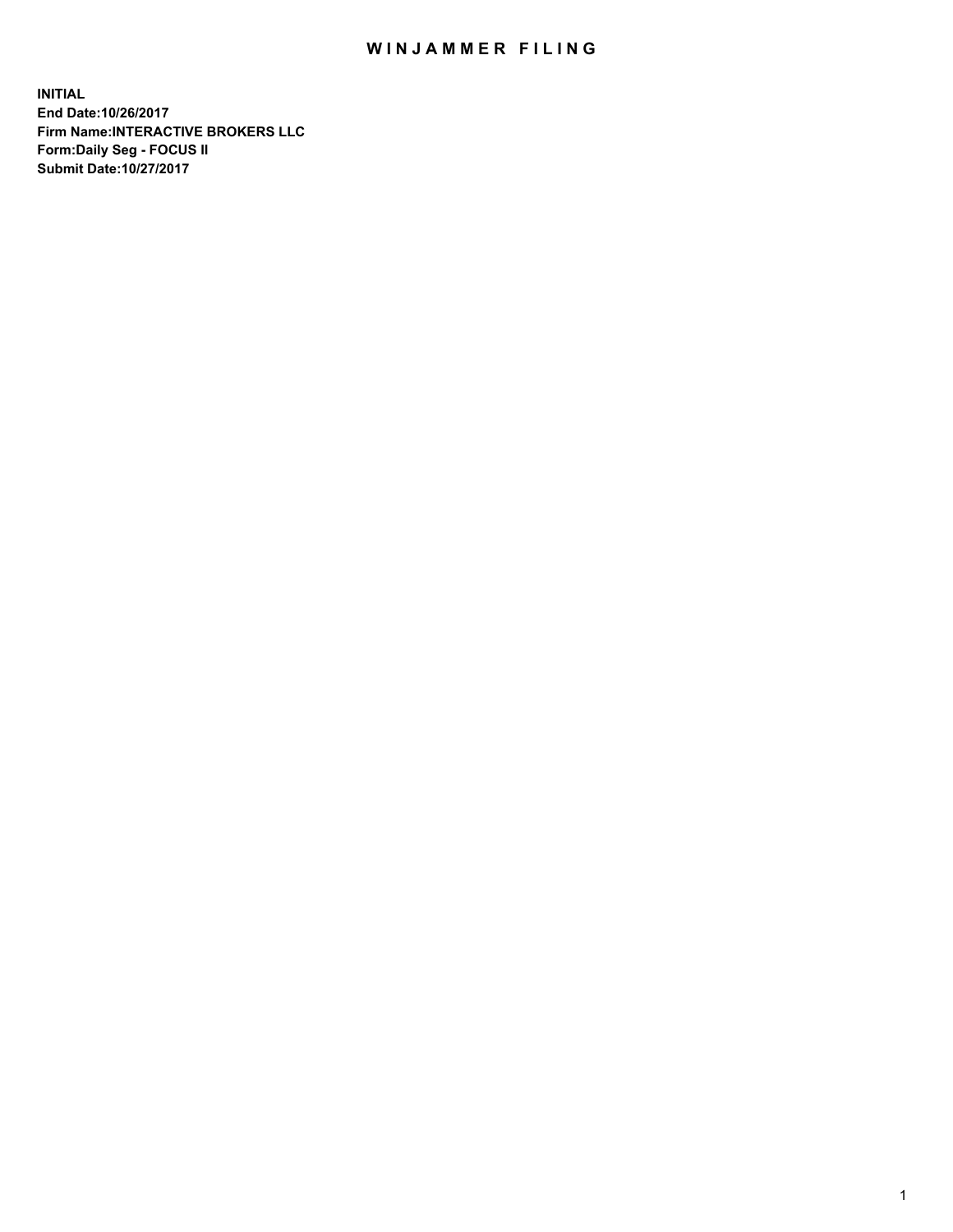# WINJAMMER FILING

**INITIAL**
**End Date:10/26/2017**
**Firm Name:INTERACTIVE BROKERS LLC**
**Form:Daily Seg - FOCUS II**
**Submit Date:10/27/2017**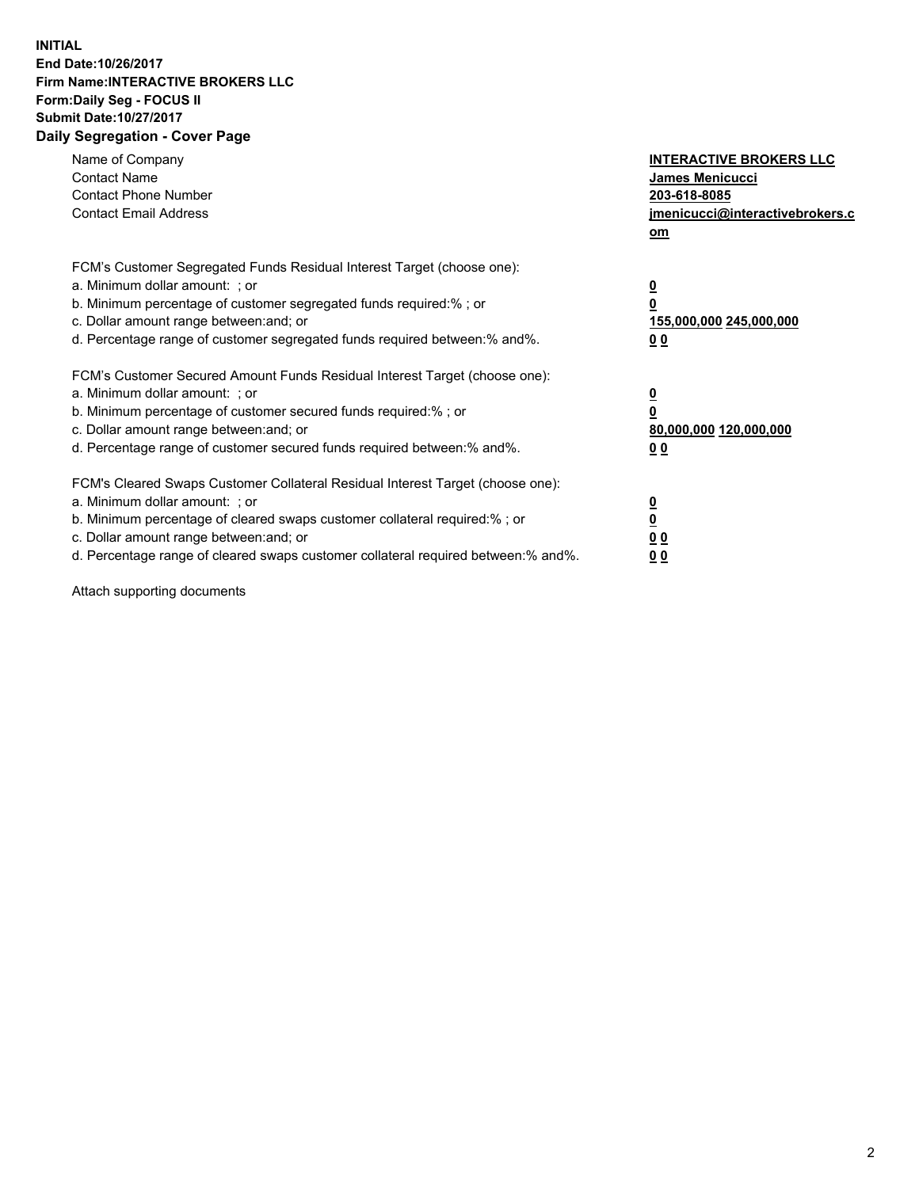**INITIAL**
**End Date:10/26/2017**
**Firm Name:INTERACTIVE BROKERS LLC**
**Form:Daily Seg - FOCUS II**
**Submit Date:10/27/2017**
**Daily Segregation - Cover Page**

| | |
|---|---|
| Name of Company | **INTERACTIVE BROKERS LLC** |
| Contact Name | **James Menicucci** |
| Contact Phone Number | **203-618-8085** |
| Contact Email Address | **jmenicucci@interactivebrokers.com** |

FCM's Customer Segregated Funds Residual Interest Target (choose one):

| | |
|---|---|
| a. Minimum dollar amount: ; or | **0** |
| b. Minimum percentage of customer segregated funds required:% ; or | **0** |
| c. Dollar amount range between:and; or | **155,000,000 245,000,000** |
| d. Percentage range of customer segregated funds required between:% and%. | **0 0** |

FCM's Customer Secured Amount Funds Residual Interest Target (choose one):

| | |
|---|---|
| a. Minimum dollar amount: ; or | **0** |
| b. Minimum percentage of customer secured funds required:% ; or | **0** |
| c. Dollar amount range between:and; or | **80,000,000 120,000,000** |
| d. Percentage range of customer secured funds required between:% and%. | **0 0** |

FCM's Cleared Swaps Customer Collateral Residual Interest Target (choose one):

| | |
|---|---|
| a. Minimum dollar amount: ; or | **0** |
| b. Minimum percentage of cleared swaps customer collateral required:% ; or | **0** |
| c. Dollar amount range between:and; or | **0 0** |
| d. Percentage range of cleared swaps customer collateral required between:% and%. | **0 0** |

Attach supporting documents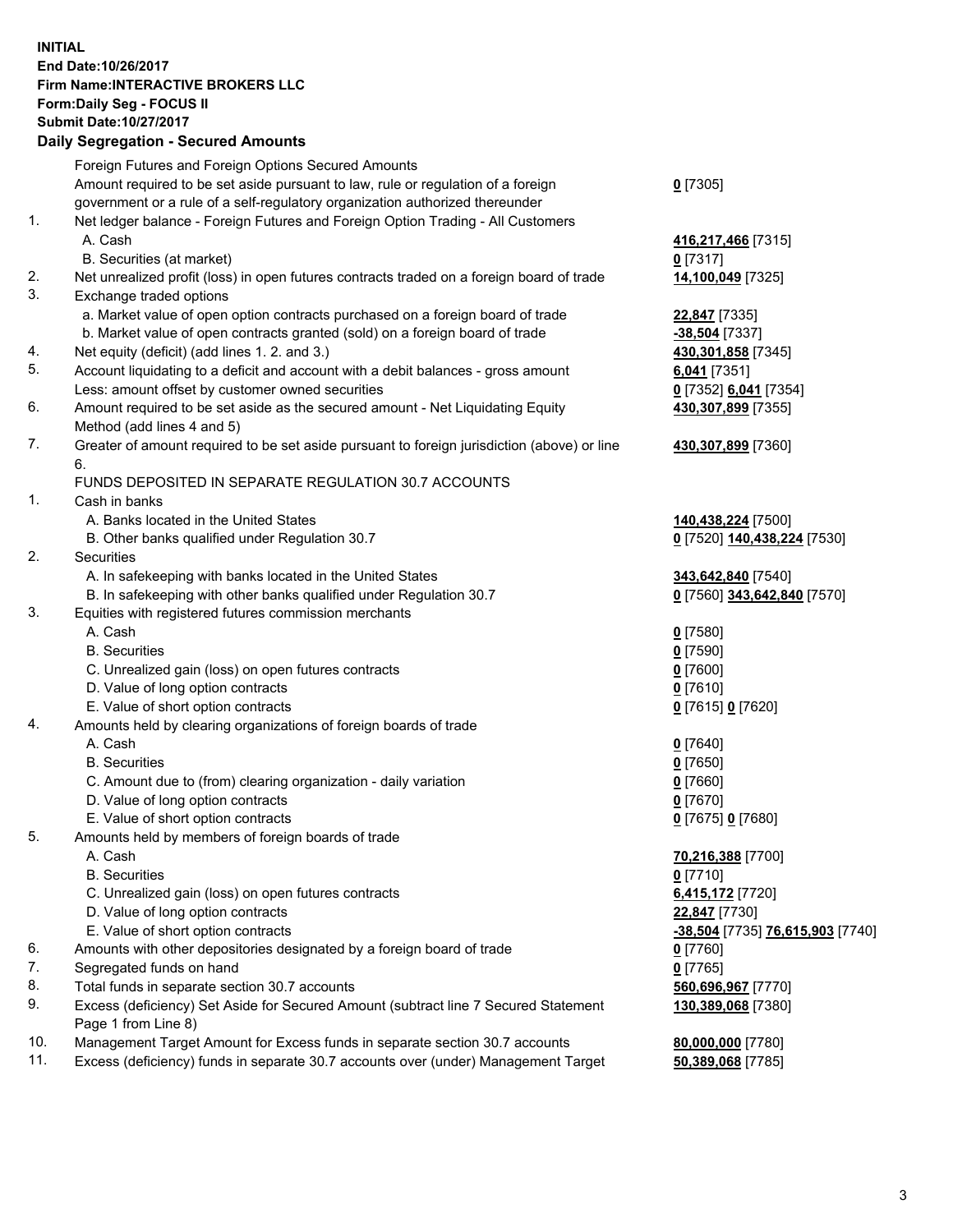**INITIAL**
**End Date:10/26/2017**
**Firm Name:INTERACTIVE BROKERS LLC**
**Form:Daily Seg - FOCUS II**
**Submit Date:10/27/2017**
**Daily Segregation - Secured Amounts**

| | | |
|---|---|---|
| | Foreign Futures and Foreign Options Secured Amounts | |
| | Amount required to be set aside pursuant to law, rule or regulation of a foreign government or a rule of a self-regulatory organization authorized thereunder | **0** [7305] |
| 1. | Net ledger balance - Foreign Futures and Foreign Option Trading - All Customers | |
| | A. Cash | **416,217,466** [7315] |
| | B. Securities (at market) | **0** [7317] |
| 2. | Net unrealized profit (loss) in open futures contracts traded on a foreign board of trade | **14,100,049** [7325] |
| 3. | Exchange traded options | |
| | a. Market value of open option contracts purchased on a foreign board of trade | **22,847** [7335] |
| | b. Market value of open contracts granted (sold) on a foreign board of trade | **-38,504** [7337] |
| 4. | Net equity (deficit) (add lines 1. 2. and 3.) | **430,301,858** [7345] |
| 5. | Account liquidating to a deficit and account with a debit balances - gross amount | **6,041** [7351] |
| | Less: amount offset by customer owned securities | **0** [7352] **6,041** [7354] |
| 6. | Amount required to be set aside as the secured amount - Net Liquidating Equity Method (add lines 4 and 5) | **430,307,899** [7355] |
| 7. | Greater of amount required to be set aside pursuant to foreign jurisdiction (above) or line 6. | **430,307,899** [7360] |
| | FUNDS DEPOSITED IN SEPARATE REGULATION 30.7 ACCOUNTS | |
| 1. | Cash in banks | |
| | A. Banks located in the United States | **140,438,224** [7500] |
| | B. Other banks qualified under Regulation 30.7 | **0** [7520] **140,438,224** [7530] |
| 2. | Securities | |
| | A. In safekeeping with banks located in the United States | **343,642,840** [7540] |
| | B. In safekeeping with other banks qualified under Regulation 30.7 | **0** [7560] **343,642,840** [7570] |
| 3. | Equities with registered futures commission merchants | |
| | A. Cash | **0** [7580] |
| | B. Securities | **0** [7590] |
| | C. Unrealized gain (loss) on open futures contracts | **0** [7600] |
| | D. Value of long option contracts | **0** [7610] |
| | E. Value of short option contracts | **0** [7615] **0** [7620] |
| 4. | Amounts held by clearing organizations of foreign boards of trade | |
| | A. Cash | **0** [7640] |
| | B. Securities | **0** [7650] |
| | C. Amount due to (from) clearing organization - daily variation | **0** [7660] |
| | D. Value of long option contracts | **0** [7670] |
| | E. Value of short option contracts | **0** [7675] **0** [7680] |
| 5. | Amounts held by members of foreign boards of trade | |
| | A. Cash | **70,216,388** [7700] |
| | B. Securities | **0** [7710] |
| | C. Unrealized gain (loss) on open futures contracts | **6,415,172** [7720] |
| | D. Value of long option contracts | **22,847** [7730] |
| | E. Value of short option contracts | **-38,504** [7735] **76,615,903** [7740] |
| 6. | Amounts with other depositories designated by a foreign board of trade | **0** [7760] |
| 7. | Segregated funds on hand | **0** [7765] |
| 8. | Total funds in separate section 30.7 accounts | **560,696,967** [7770] |
| 9. | Excess (deficiency) Set Aside for Secured Amount (subtract line 7 Secured Statement Page 1 from Line 8) | **130,389,068** [7380] |
| 10. | Management Target Amount for Excess funds in separate section 30.7 accounts | **80,000,000** [7780] |
| 11. | Excess (deficiency) funds in separate 30.7 accounts over (under) Management Target | **50,389,068** [7785] |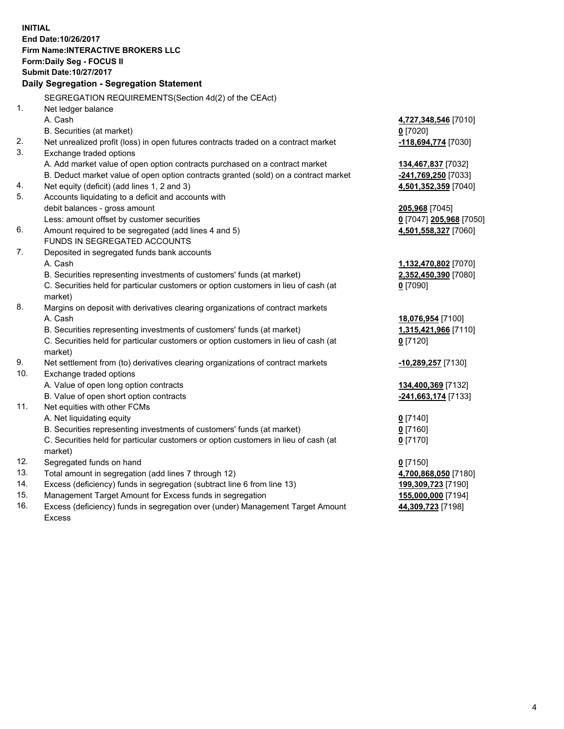**INITIAL**
**End Date:10/26/2017**
**Firm Name:INTERACTIVE BROKERS LLC**
**Form:Daily Seg - FOCUS II**
**Submit Date:10/27/2017**

**Daily Segregation - Segregation Statement**

SEGREGATION REQUIREMENTS(Section 4d(2) of the CEAct)

| | | |
|---|---|---|
| 1. | Net ledger balance | |
| | A. Cash | **4,727,348,546** [7010] |
| | B. Securities (at market) | **0** [7020] |
| 2. | Net unrealized profit (loss) in open futures contracts traded on a contract market | **-118,694,774** [7030] |
| 3. | Exchange traded options | |
| | A. Add market value of open option contracts purchased on a contract market | **134,467,837** [7032] |
| | B. Deduct market value of open option contracts granted (sold) on a contract market | **-241,769,250** [7033] |
| 4. | Net equity (deficit) (add lines 1, 2 and 3) | **4,501,352,359** [7040] |
| 5. | Accounts liquidating to a deficit and accounts with | |
| | debit balances - gross amount | **205,968** [7045] |
| | Less: amount offset by customer securities | **0** [7047] **205,968** [7050] |
| 6. | Amount required to be segregated (add lines 4 and 5) | **4,501,558,327** [7060] |
| | FUNDS IN SEGREGATED ACCOUNTS | |
| 7. | Deposited in segregated funds bank accounts | |
| | A. Cash | **1,132,470,802** [7070] |
| | B. Securities representing investments of customers' funds (at market) | **2,352,450,390** [7080] |
| | C. Securities held for particular customers or option customers in lieu of cash (at market) | **0** [7090] |
| 8. | Margins on deposit with derivatives clearing organizations of contract markets | |
| | A. Cash | **18,076,954** [7100] |
| | B. Securities representing investments of customers' funds (at market) | **1,315,421,966** [7110] |
| | C. Securities held for particular customers or option customers in lieu of cash (at market) | **0** [7120] |
| 9. | Net settlement from (to) derivatives clearing organizations of contract markets | **-10,289,257** [7130] |
| 10. | Exchange traded options | |
| | A. Value of open long option contracts | **134,400,369** [7132] |
| | B. Value of open short option contracts | **-241,663,174** [7133] |
| 11. | Net equities with other FCMs | |
| | A. Net liquidating equity | **0** [7140] |
| | B. Securities representing investments of customers' funds (at market) | **0** [7160] |
| | C. Securities held for particular customers or option customers in lieu of cash (at market) | **0** [7170] |
| 12. | Segregated funds on hand | **0** [7150] |
| 13. | Total amount in segregation (add lines 7 through 12) | **4,700,868,050** [7180] |
| 14. | Excess (deficiency) funds in segregation (subtract line 6 from line 13) | **199,309,723** [7190] |
| 15. | Management Target Amount for Excess funds in segregation | **155,000,000** [7194] |
| 16. | Excess (deficiency) funds in segregation over (under) Management Target Amount Excess | **44,309,723** [7198] |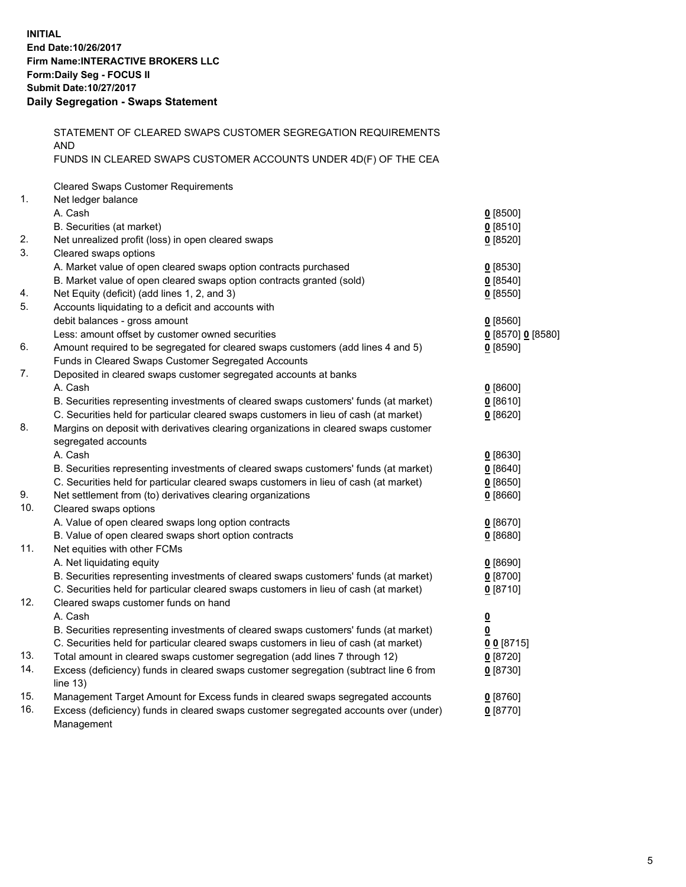**INITIAL**
**End Date:10/26/2017**
**Firm Name:INTERACTIVE BROKERS LLC**
**Form:Daily Seg - FOCUS II**
**Submit Date:10/27/2017**
**Daily Segregation - Swaps Statement**

STATEMENT OF CLEARED SWAPS CUSTOMER SEGREGATION REQUIREMENTS AND FUNDS IN CLEARED SWAPS CUSTOMER ACCOUNTS UNDER 4D(F) OF THE CEA

| | | |
|---|---|---|
| | Cleared Swaps Customer Requirements | |
| 1. | Net ledger balance | |
| | A. Cash | 0 [8500] |
| | B. Securities (at market) | 0 [8510] |
| 2. | Net unrealized profit (loss) in open cleared swaps | 0 [8520] |
| 3. | Cleared swaps options | |
| | A. Market value of open cleared swaps option contracts purchased | 0 [8530] |
| | B. Market value of open cleared swaps option contracts granted (sold) | 0 [8540] |
| 4. | Net Equity (deficit) (add lines 1, 2, and 3) | 0 [8550] |
| 5. | Accounts liquidating to a deficit and accounts with | |
| | debit balances - gross amount | 0 [8560] |
| | Less: amount offset by customer owned securities | 0 [8570] 0 [8580] |
| 6. | Amount required to be segregated for cleared swaps customers (add lines 4 and 5) | 0 [8590] |
| | Funds in Cleared Swaps Customer Segregated Accounts | |
| 7. | Deposited in cleared swaps customer segregated accounts at banks | |
| | A. Cash | 0 [8600] |
| | B. Securities representing investments of cleared swaps customers' funds (at market) | 0 [8610] |
| | C. Securities held for particular cleared swaps customers in lieu of cash (at market) | 0 [8620] |
| 8. | Margins on deposit with derivatives clearing organizations in cleared swaps customer segregated accounts | |
| | A. Cash | 0 [8630] |
| | B. Securities representing investments of cleared swaps customers' funds (at market) | 0 [8640] |
| | C. Securities held for particular cleared swaps customers in lieu of cash (at market) | 0 [8650] |
| 9. | Net settlement from (to) derivatives clearing organizations | 0 [8660] |
| 10. | Cleared swaps options | |
| | A. Value of open cleared swaps long option contracts | 0 [8670] |
| | B. Value of open cleared swaps short option contracts | 0 [8680] |
| 11. | Net equities with other FCMs | |
| | A. Net liquidating equity | 0 [8690] |
| | B. Securities representing investments of cleared swaps customers' funds (at market) | 0 [8700] |
| | C. Securities held for particular cleared swaps customers in lieu of cash (at market) | 0 [8710] |
| 12. | Cleared swaps customer funds on hand | |
| | A. Cash | 0 |
| | B. Securities representing investments of cleared swaps customers' funds (at market) | 0 |
| | C. Securities held for particular cleared swaps customers in lieu of cash (at market) | 0 0 [8715] |
| 13. | Total amount in cleared swaps customer segregation (add lines 7 through 12) | 0 [8720] |
| 14. | Excess (deficiency) funds in cleared swaps customer segregation (subtract line 6 from line 13) | 0 [8730] |
| 15. | Management Target Amount for Excess funds in cleared swaps segregated accounts | 0 [8760] |
| 16. | Excess (deficiency) funds in cleared swaps customer segregated accounts over (under) Management | 0 [8770] |